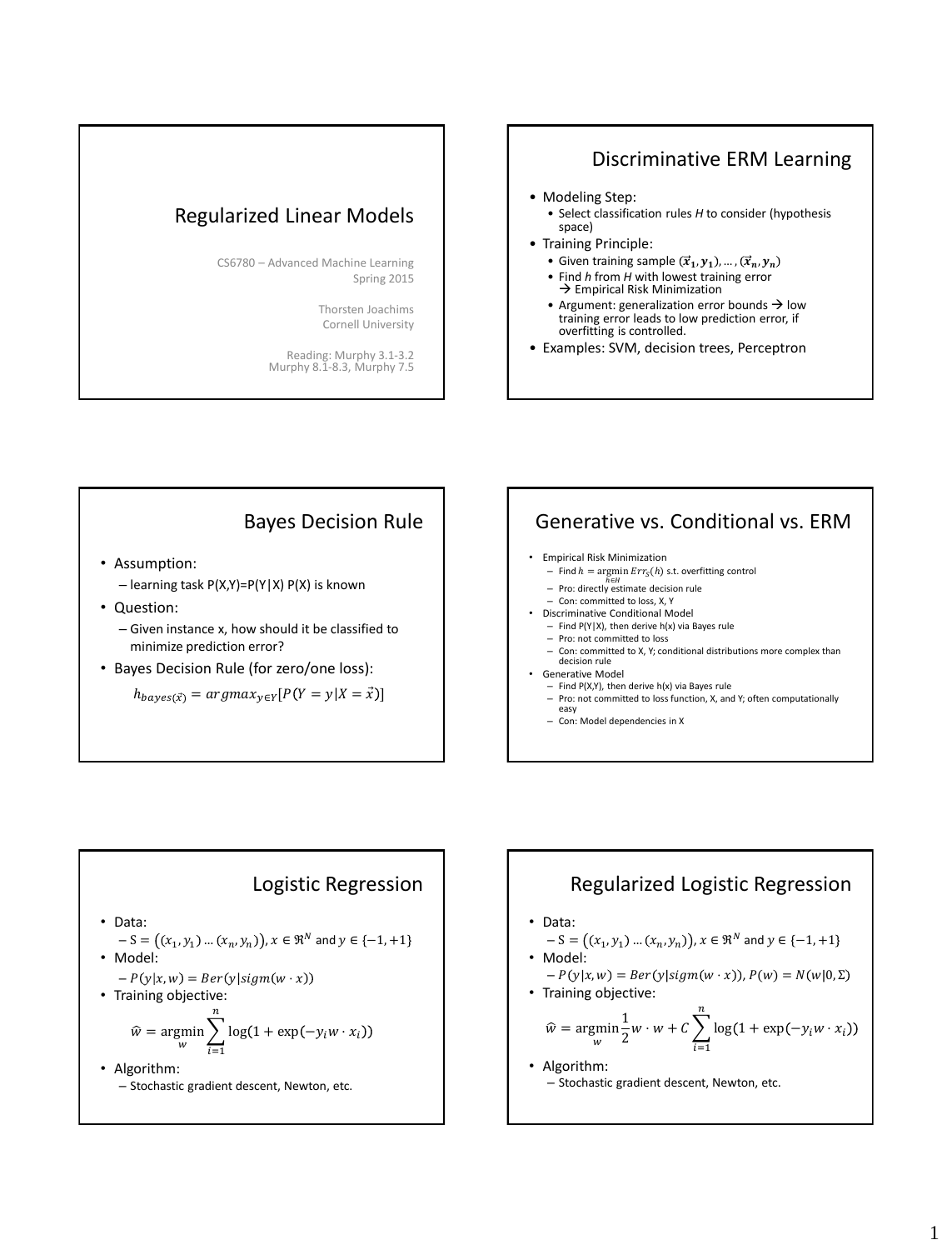# Regularized Linear Models

CS6780 – Advanced Machine Learning
Spring 2015

Thorsten Joachims
Cornell University

Reading: Murphy 3.1-3.2
Murphy 8.1-8.3, Murphy 7.5

## Discriminative ERM Learning

- Modeling Step:
  - Select classification rules *H* to consider (hypothesis space)
- Training Principle:
  - Given training sample $(\vec{x}_1, y_1), \ldots, (\vec{x}_n, y_n)$
  - Find *h* from *H* with lowest training error → Empirical Risk Minimization
  - Argument: generalization error bounds → low training error leads to low prediction error, if overfitting is controlled.
- Examples: SVM, decision trees, Perceptron

## Bayes Decision Rule

- Assumption:
  - learning task P(X,Y)=P(Y|X) P(X) is known
- Question:
  - Given instance x, how should it be classified to minimize prediction error?
- Bayes Decision Rule (for zero/one loss):

$$h_{bayes(\vec{x})} = argmax_{y \in Y}[P(Y = y | X = \vec{x})]$$

## Generative vs. Conditional vs. ERM

- Empirical Risk Minimization
  - Find $h = \underset{h \in H}{\operatorname{argmin}} \, Err_S(h)$ s.t. overfitting control
  - Pro: directly estimate decision rule
  - Con: committed to loss, X, Y
- Discriminative Conditional Model
  - Find P(Y|X), then derive h(x) via Bayes rule
  - Pro: not committed to loss
  - Con: committed to X, Y; conditional distributions more complex than decision rule
- Generative Model
  - Find P(X,Y), then derive h(x) via Bayes rule
  - Pro: not committed to loss function, X, and Y; often computationally easy
  - Con: Model dependencies in X

## Logistic Regression

- Data:
  - $S = ((x_1, y_1) \ldots (x_n, y_n))$, $x \in \Re^N$ and $y \in \{-1, +1\}$
- Model:
  - $P(y|x, w) = Ber(y | sigm(w \cdot x))$
- Training objective:

$$\hat{w} = \underset{w}{\operatorname{argmin}} \sum_{i=1}^{n} \log(1 + \exp(-y_i w \cdot x_i))$$

- Algorithm:
  - Stochastic gradient descent, Newton, etc.

## Regularized Logistic Regression

- Data:
  - $S = ((x_1, y_1) \ldots (x_n, y_n))$, $x \in \Re^N$ and $y \in \{-1, +1\}$
- Model:
  - $P(y|x, w) = Ber(y | sigm(w \cdot x))$, $P(w) = N(w | 0, \Sigma)$
- Training objective:

$$\hat{w} = \underset{w}{\operatorname{argmin}} \frac{1}{2} w \cdot w + C \sum_{i=1}^{n} \log(1 + \exp(-y_i w \cdot x_i))$$

- Algorithm:
  - Stochastic gradient descent, Newton, etc.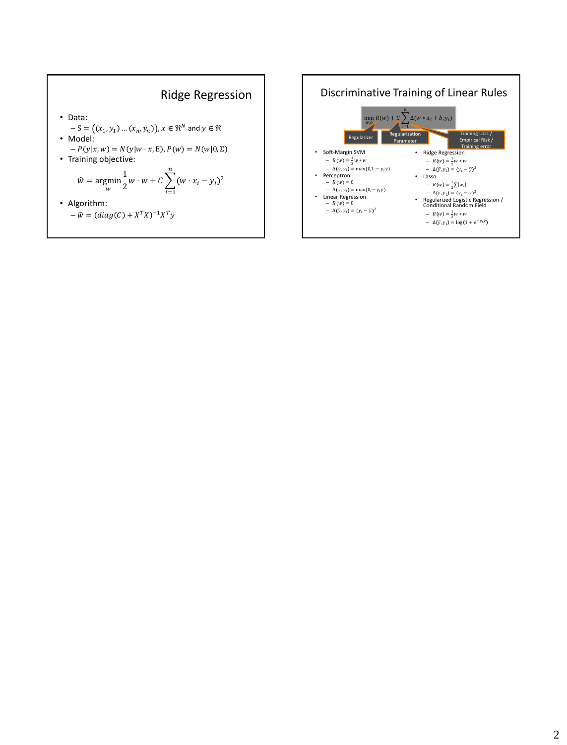## Ridge Regression

- Data:
  - $S = ((x_1, y_1) \dots (x_n, y_n)), x \in \Re^N$ and $y \in \Re$
- Model:
  - $P(y|x, w) = N(y|w \cdot x, \mathrm{E}), P(w) = N(w|0, \Sigma)$
- Training objective:

$$\hat{w} = \underset{w}{\operatorname{argmin}} \frac{1}{2} w \cdot w + C \sum_{i=1}^{n} (w \cdot x_i - y_i)^2$$

- Algorithm:
  - $\hat{w} = (diag(C) + X^T X)^{-1} X^T y$

## Discriminative Training of Linear Rules

$$\min_{w,b} R(w) + C \sum_{i=1}^{n} \Delta(w * x_i + b, y_i)$$

Regularizer

Regularization Parameter

Training Loss / Empirical Risk / Training error

- Soft-Margin SVM
  - $R(w) = \frac{1}{2} w * w$
  - $\Delta(\bar{y}, y_i) = \max(0, 1 - y_i \bar{y})$
- Perceptron
  - $R(w) = 0$
  - $\Delta(\bar{y}, y_i) = \max(0, -y_i \bar{y})$
- Linear Regression
  - $R(w) = 0$
  - $\Delta(\bar{y}, y_i) = (y_i - \bar{y})^2$
- Ridge Regression
  - $R(w) = \frac{1}{2} w * w$
  - $\Delta(\bar{y}, y_i) = (y_i - \bar{y})^2$
- Lasso
  - $R(w) = \frac{1}{2} \sum |w_i|$
  - $\Delta(\bar{y}, y_i) = (y_i - \bar{y})^2$
- Regularized Logistic Regression / Conditional Random Field
  - $R(w) = \frac{1}{2} w * w$
  - $\Delta(\bar{y}, y_i) = \log(1 + e^{-y_i \bar{y}})$